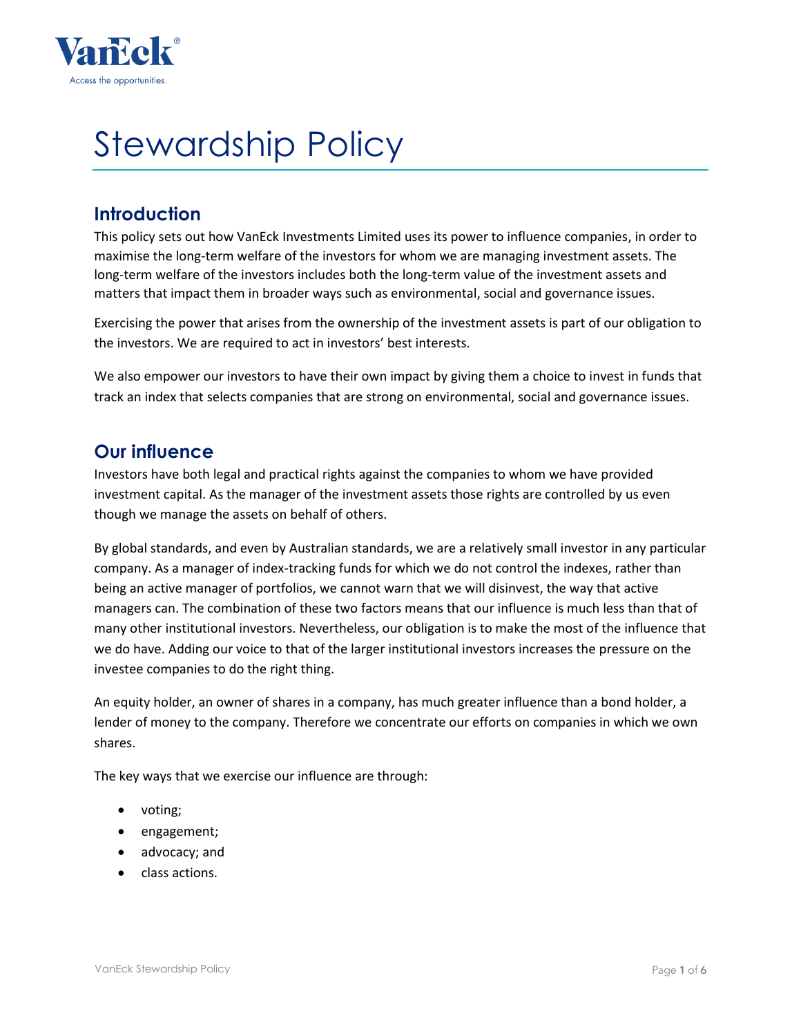# Stewardship Policy

## Introduction

This policy sets out how VanEck Investments Limited uses its power to influence companies, in order to maximise the long-term welfare of the investors for whom we are managing investment assets. The long-term welfare of the investors includes both the long-term value of the investment assets and matters that impact them in broader ways such as environmental, social and governance issues.

Exercising the power that arises from the ownership of the investment assets is part of our obligation to the investors. We are required to act in investors' best interests.

We also empower our investors to have their own impact by giving them a choice to invest in funds that track an index that selects companies that are strong on environmental, social and governance issues.

## Our influence

Investors have both legal and practical rights against the companies to whom we have provided investment capital. As the manager of the investment assets those rights are controlled by us even though we manage the assets on behalf of others.

By global standards, and even by Australian standards, we are a relatively small investor in any particular company. As a manager of index-tracking funds for which we do not control the indexes, rather than being an active manager of portfolios, we cannot warn that we will disinvest, the way that active managers can. The combination of these two factors means that our influence is much less than that of many other institutional investors. Nevertheless, our obligation is to make the most of the influence that we do have. Adding our voice to that of the larger institutional investors increases the pressure on the investee companies to do the right thing.

An equity holder, an owner of shares in a company, has much greater influence than a bond holder, a lender of money to the company. Therefore we concentrate our efforts on companies in which we own shares.

The key ways that we exercise our influence are through:

- voting;
- engagement;
- advocacy; and
- class actions.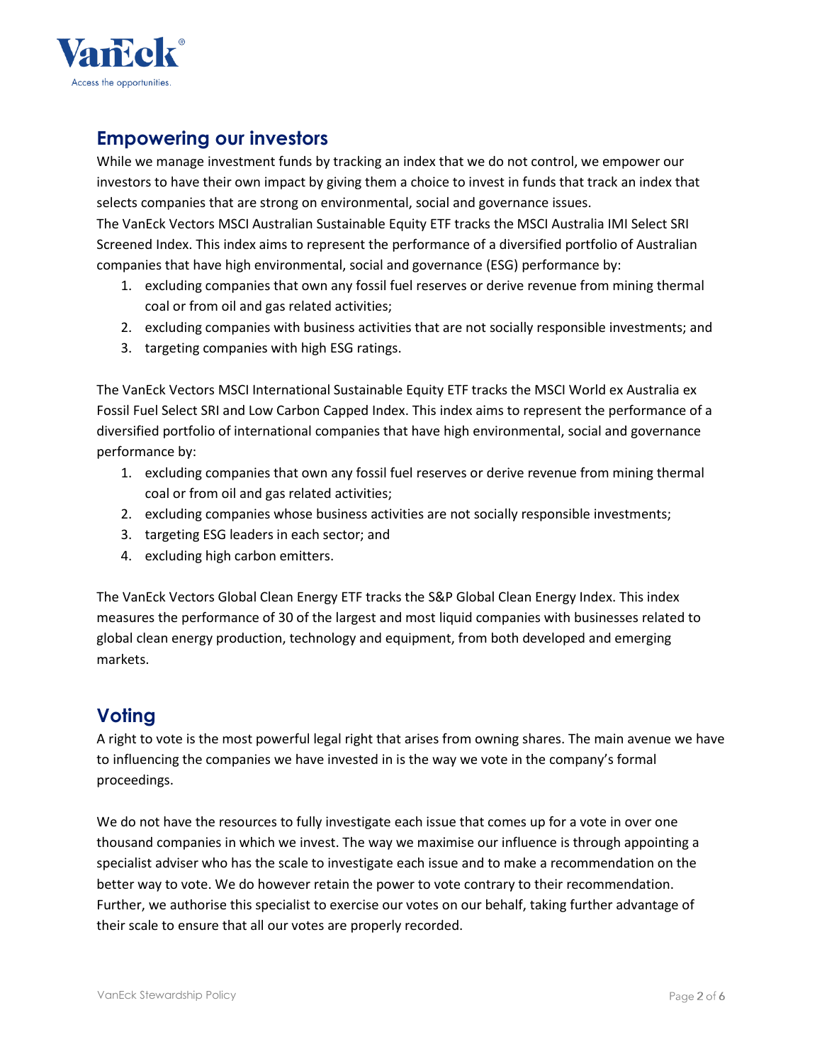## Empowering our investors

While we manage investment funds by tracking an index that we do not control, we empower our investors to have their own impact by giving them a choice to invest in funds that track an index that selects companies that are strong on environmental, social and governance issues.

The VanEck Vectors MSCI Australian Sustainable Equity ETF tracks the MSCI Australia IMI Select SRI Screened Index. This index aims to represent the performance of a diversified portfolio of Australian companies that have high environmental, social and governance (ESG) performance by:

1. excluding companies that own any fossil fuel reserves or derive revenue from mining thermal coal or from oil and gas related activities;
2. excluding companies with business activities that are not socially responsible investments; and
3. targeting companies with high ESG ratings.

The VanEck Vectors MSCI International Sustainable Equity ETF tracks the MSCI World ex Australia ex Fossil Fuel Select SRI and Low Carbon Capped Index. This index aims to represent the performance of a diversified portfolio of international companies that have high environmental, social and governance performance by:

1. excluding companies that own any fossil fuel reserves or derive revenue from mining thermal coal or from oil and gas related activities;
2. excluding companies whose business activities are not socially responsible investments;
3. targeting ESG leaders in each sector; and
4. excluding high carbon emitters.

The VanEck Vectors Global Clean Energy ETF tracks the S&P Global Clean Energy Index. This index measures the performance of 30 of the largest and most liquid companies with businesses related to global clean energy production, technology and equipment, from both developed and emerging markets.

## Voting

A right to vote is the most powerful legal right that arises from owning shares. The main avenue we have to influencing the companies we have invested in is the way we vote in the company's formal proceedings.

We do not have the resources to fully investigate each issue that comes up for a vote in over one thousand companies in which we invest. The way we maximise our influence is through appointing a specialist adviser who has the scale to investigate each issue and to make a recommendation on the better way to vote. We do however retain the power to vote contrary to their recommendation. Further, we authorise this specialist to exercise our votes on our behalf, taking further advantage of their scale to ensure that all our votes are properly recorded.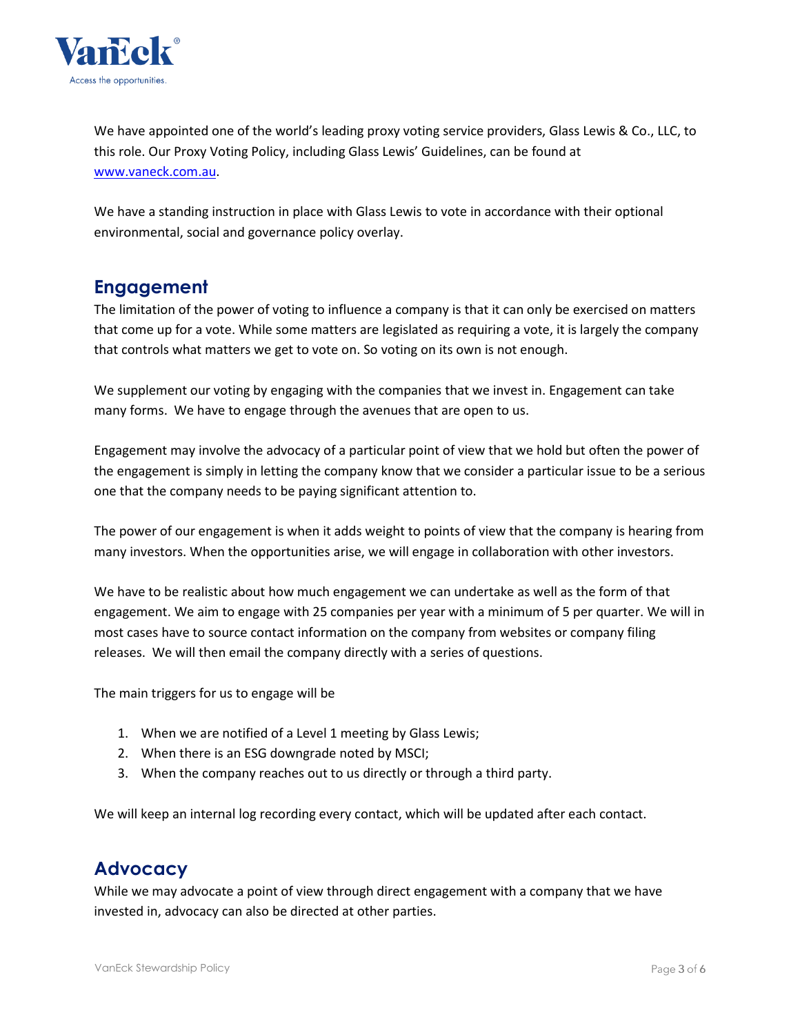We have appointed one of the world's leading proxy voting service providers, Glass Lewis & Co., LLC, to this role. Our Proxy Voting Policy, including Glass Lewis' Guidelines, can be found at [www.vaneck.com.au](www.vaneck.com.au).

We have a standing instruction in place with Glass Lewis to vote in accordance with their optional environmental, social and governance policy overlay.

## Engagement

The limitation of the power of voting to influence a company is that it can only be exercised on matters that come up for a vote. While some matters are legislated as requiring a vote, it is largely the company that controls what matters we get to vote on. So voting on its own is not enough.

We supplement our voting by engaging with the companies that we invest in. Engagement can take many forms. We have to engage through the avenues that are open to us.

Engagement may involve the advocacy of a particular point of view that we hold but often the power of the engagement is simply in letting the company know that we consider a particular issue to be a serious one that the company needs to be paying significant attention to.

The power of our engagement is when it adds weight to points of view that the company is hearing from many investors. When the opportunities arise, we will engage in collaboration with other investors.

We have to be realistic about how much engagement we can undertake as well as the form of that engagement. We aim to engage with 25 companies per year with a minimum of 5 per quarter. We will in most cases have to source contact information on the company from websites or company filing releases. We will then email the company directly with a series of questions.

The main triggers for us to engage will be

1. When we are notified of a Level 1 meeting by Glass Lewis;
2. When there is an ESG downgrade noted by MSCI;
3. When the company reaches out to us directly or through a third party.

We will keep an internal log recording every contact, which will be updated after each contact.

## Advocacy

While we may advocate a point of view through direct engagement with a company that we have invested in, advocacy can also be directed at other parties.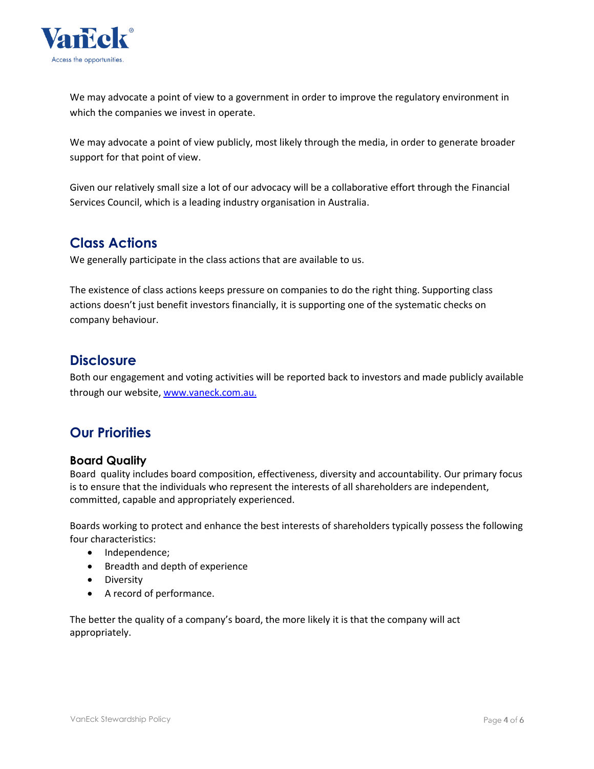We may advocate a point of view to a government in order to improve the regulatory environment in which the companies we invest in operate.

We may advocate a point of view publicly, most likely through the media, in order to generate broader support for that point of view.

Given our relatively small size a lot of our advocacy will be a collaborative effort through the Financial Services Council, which is a leading industry organisation in Australia.

## Class Actions

We generally participate in the class actions that are available to us.

The existence of class actions keeps pressure on companies to do the right thing. Supporting class actions doesn't just benefit investors financially, it is supporting one of the systematic checks on company behaviour.

## Disclosure

Both our engagement and voting activities will be reported back to investors and made publicly available through our website, [www.vaneck.com.au.](www.vaneck.com.au)

## Our Priorities

### Board Quality

Board quality includes board composition, effectiveness, diversity and accountability. Our primary focus is to ensure that the individuals who represent the interests of all shareholders are independent, committed, capable and appropriately experienced.

Boards working to protect and enhance the best interests of shareholders typically possess the following four characteristics:

- Independence;
- Breadth and depth of experience
- Diversity
- A record of performance.

The better the quality of a company's board, the more likely it is that the company will act appropriately.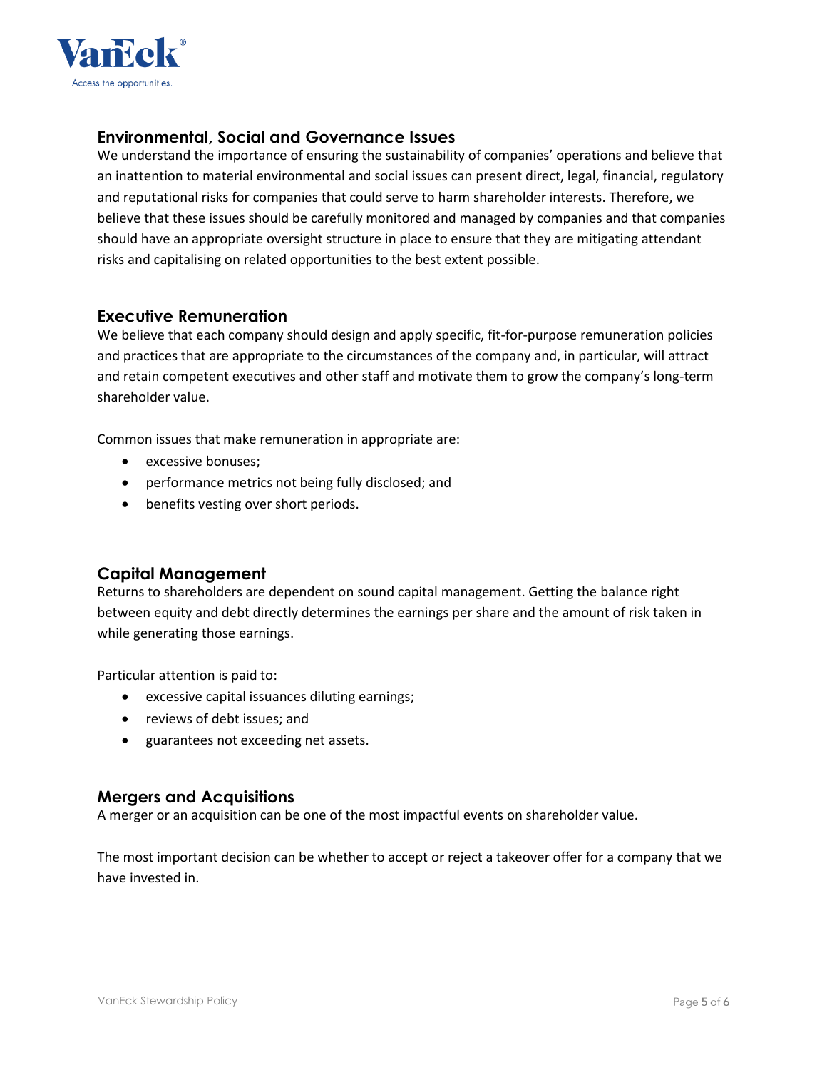## Environmental, Social and Governance Issues

We understand the importance of ensuring the sustainability of companies' operations and believe that an inattention to material environmental and social issues can present direct, legal, financial, regulatory and reputational risks for companies that could serve to harm shareholder interests. Therefore, we believe that these issues should be carefully monitored and managed by companies and that companies should have an appropriate oversight structure in place to ensure that they are mitigating attendant risks and capitalising on related opportunities to the best extent possible.

## Executive Remuneration

We believe that each company should design and apply specific, fit-for-purpose remuneration policies and practices that are appropriate to the circumstances of the company and, in particular, will attract and retain competent executives and other staff and motivate them to grow the company's long-term shareholder value.

Common issues that make remuneration in appropriate are:

- excessive bonuses;
- performance metrics not being fully disclosed; and
- benefits vesting over short periods.

## Capital Management

Returns to shareholders are dependent on sound capital management. Getting the balance right between equity and debt directly determines the earnings per share and the amount of risk taken in while generating those earnings.

Particular attention is paid to:

- excessive capital issuances diluting earnings;
- reviews of debt issues; and
- guarantees not exceeding net assets.

## Mergers and Acquisitions

A merger or an acquisition can be one of the most impactful events on shareholder value.

The most important decision can be whether to accept or reject a takeover offer for a company that we have invested in.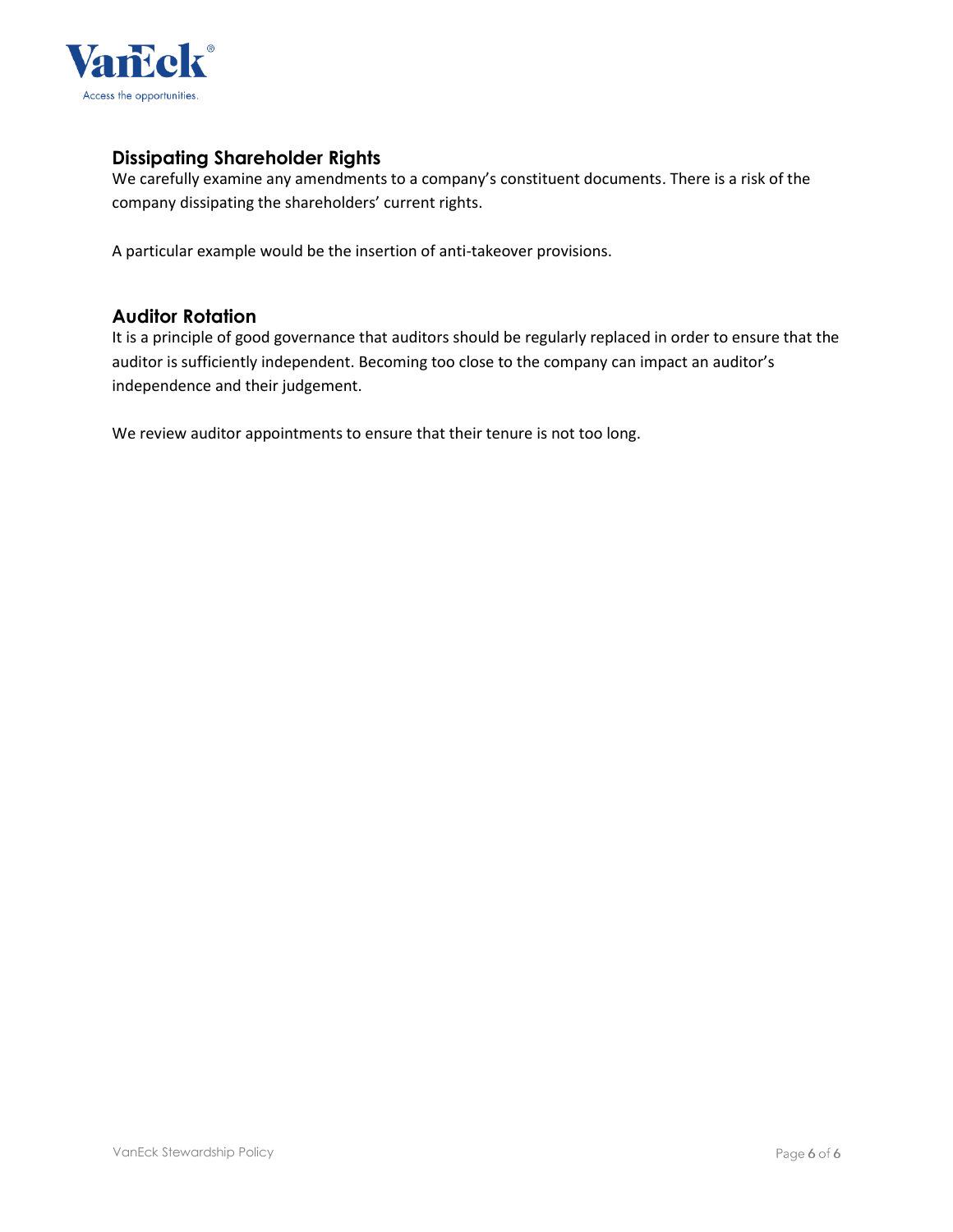## Dissipating Shareholder Rights

We carefully examine any amendments to a company's constituent documents. There is a risk of the company dissipating the shareholders' current rights.

A particular example would be the insertion of anti-takeover provisions.

## Auditor Rotation

It is a principle of good governance that auditors should be regularly replaced in order to ensure that the auditor is sufficiently independent. Becoming too close to the company can impact an auditor's independence and their judgement.

We review auditor appointments to ensure that their tenure is not too long.